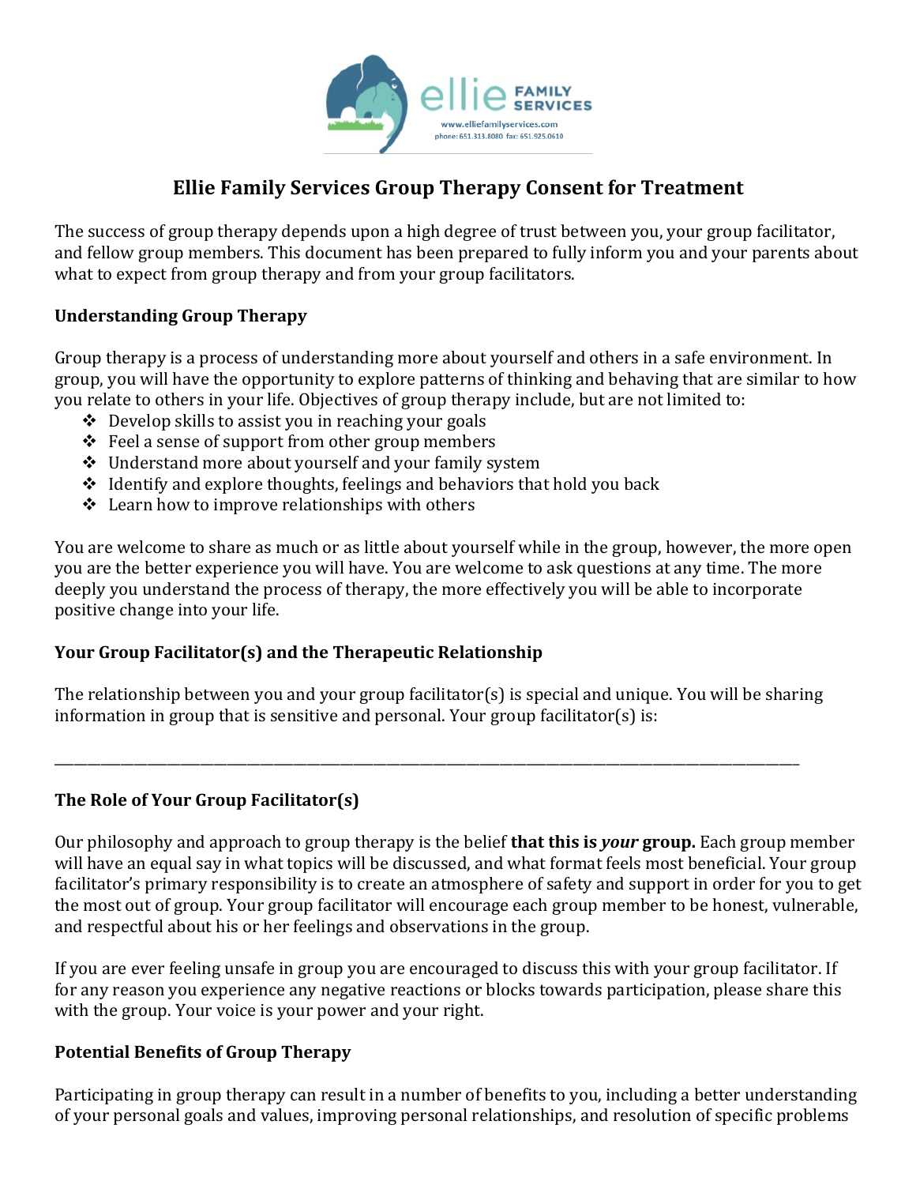ellie FAMILY SERVICES

www.elliefamilyservices.com
phone: 651.313.8080 fax: 651.925.0610

# Ellie Family Services Group Therapy Consent for Treatment

The success of group therapy depends upon a high degree of trust between you, your group facilitator, and fellow group members. This document has been prepared to fully inform you and your parents about what to expect from group therapy and from your group facilitators.

## Understanding Group Therapy

Group therapy is a process of understanding more about yourself and others in a safe environment. In group, you will have the opportunity to explore patterns of thinking and behaving that are similar to how you relate to others in your life. Objectives of group therapy include, but are not limited to:

- Develop skills to assist you in reaching your goals
- Feel a sense of support from other group members
- Understand more about yourself and your family system
- Identify and explore thoughts, feelings and behaviors that hold you back
- Learn how to improve relationships with others

You are welcome to share as much or as little about yourself while in the group, however, the more open you are the better experience you will have. You are welcome to ask questions at any time. The more deeply you understand the process of therapy, the more effectively you will be able to incorporate positive change into your life.

## Your Group Facilitator(s) and the Therapeutic Relationship

The relationship between you and your group facilitator(s) is special and unique. You will be sharing information in group that is sensitive and personal. Your group facilitator(s) is:

\_\_\_\_\_\_\_\_\_\_\_\_\_\_\_\_\_\_\_\_\_\_\_\_\_\_\_\_\_\_\_\_\_\_\_\_\_\_\_\_\_\_\_\_\_\_\_\_\_\_\_\_\_\_\_\_\_\_\_\_\_\_\_\_\_\_\_\_\_\_\_\_\_\_\_\_

## The Role of Your Group Facilitator(s)

Our philosophy and approach to group therapy is the belief **that this is *your* group.** Each group member will have an equal say in what topics will be discussed, and what format feels most beneficial. Your group facilitator's primary responsibility is to create an atmosphere of safety and support in order for you to get the most out of group. Your group facilitator will encourage each group member to be honest, vulnerable, and respectful about his or her feelings and observations in the group.

If you are ever feeling unsafe in group you are encouraged to discuss this with your group facilitator. If for any reason you experience any negative reactions or blocks towards participation, please share this with the group. Your voice is your power and your right.

## Potential Benefits of Group Therapy

Participating in group therapy can result in a number of benefits to you, including a better understanding of your personal goals and values, improving personal relationships, and resolution of specific problems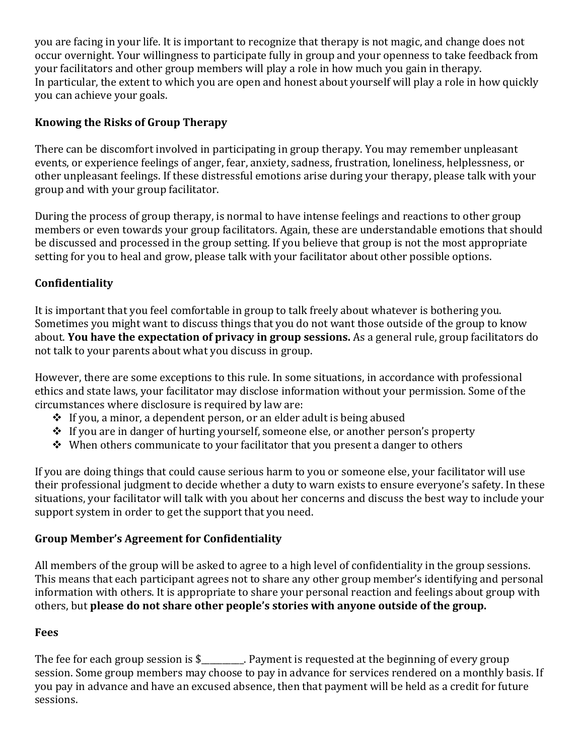you are facing in your life. It is important to recognize that therapy is not magic, and change does not occur overnight. Your willingness to participate fully in group and your openness to take feedback from your facilitators and other group members will play a role in how much you gain in therapy.
In particular, the extent to which you are open and honest about yourself will play a role in how quickly you can achieve your goals.

**Knowing the Risks of Group Therapy**

There can be discomfort involved in participating in group therapy. You may remember unpleasant events, or experience feelings of anger, fear, anxiety, sadness, frustration, loneliness, helplessness, or other unpleasant feelings. If these distressful emotions arise during your therapy, please talk with your group and with your group facilitator.

During the process of group therapy, is normal to have intense feelings and reactions to other group members or even towards your group facilitators. Again, these are understandable emotions that should be discussed and processed in the group setting. If you believe that group is not the most appropriate setting for you to heal and grow, please talk with your facilitator about other possible options.

**Confidentiality**

It is important that you feel comfortable in group to talk freely about whatever is bothering you. Sometimes you might want to discuss things that you do not want those outside of the group to know about. **You have the expectation of privacy in group sessions.** As a general rule, group facilitators do not talk to your parents about what you discuss in group.

However, there are some exceptions to this rule. In some situations, in accordance with professional ethics and state laws, your facilitator may disclose information without your permission. Some of the circumstances where disclosure is required by law are:

- If you, a minor, a dependent person, or an elder adult is being abused
- If you are in danger of hurting yourself, someone else, or another person's property
- When others communicate to your facilitator that you present a danger to others

If you are doing things that could cause serious harm to you or someone else, your facilitator will use their professional judgment to decide whether a duty to warn exists to ensure everyone's safety. In these situations, your facilitator will talk with you about her concerns and discuss the best way to include your support system in order to get the support that you need.

**Group Member's Agreement for Confidentiality**

All members of the group will be asked to agree to a high level of confidentiality in the group sessions. This means that each participant agrees not to share any other group member's identifying and personal information with others. It is appropriate to share your personal reaction and feelings about group with others, but **please do not share other people's stories with anyone outside of the group.**

**Fees**

The fee for each group session is $__________. Payment is requested at the beginning of every group session. Some group members may choose to pay in advance for services rendered on a monthly basis. If you pay in advance and have an excused absence, then that payment will be held as a credit for future sessions.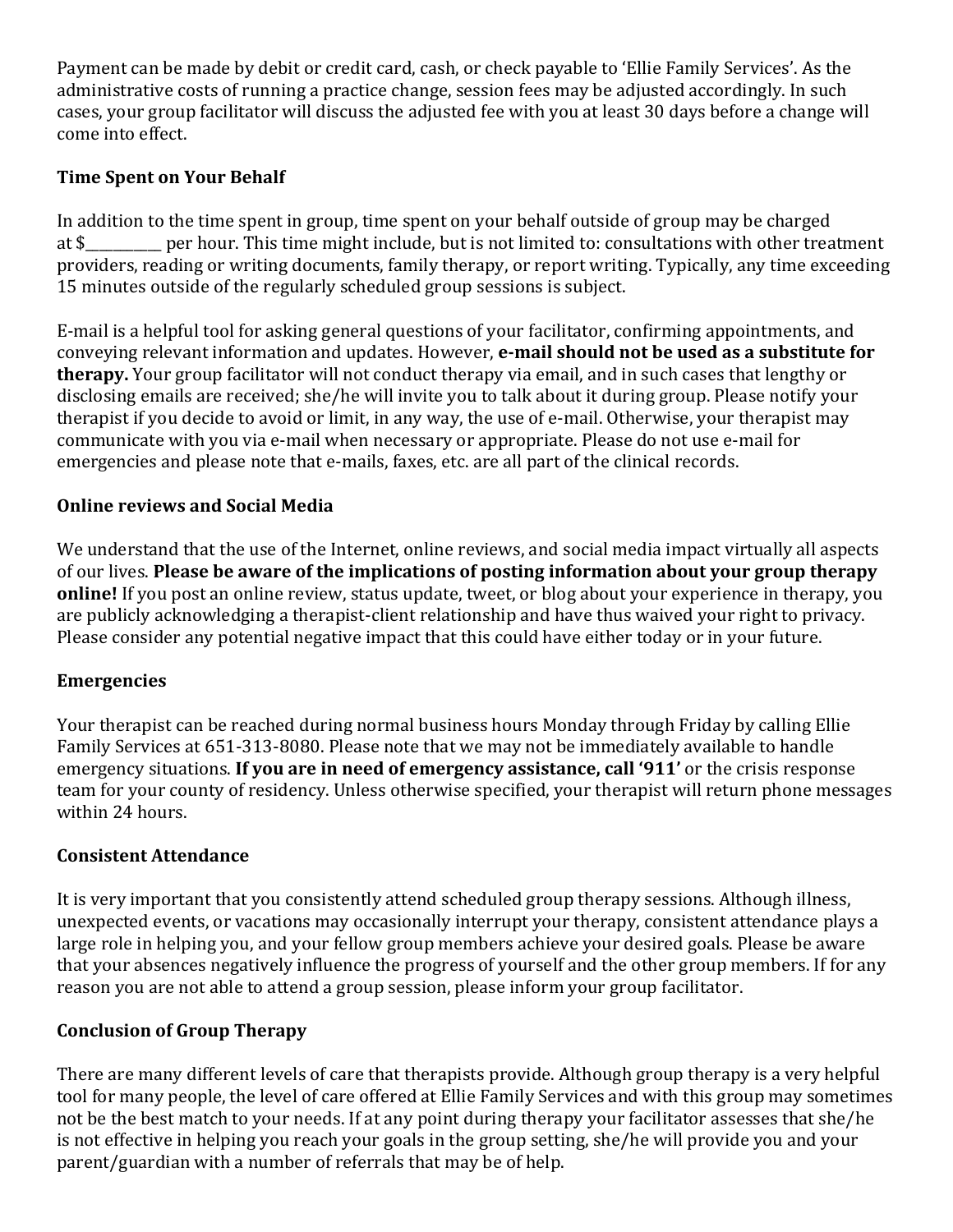Payment can be made by debit or credit card, cash, or check payable to 'Ellie Family Services'. As the administrative costs of running a practice change, session fees may be adjusted accordingly. In such cases, your group facilitator will discuss the adjusted fee with you at least 30 days before a change will come into effect.

### Time Spent on Your Behalf

In addition to the time spent in group, time spent on your behalf outside of group may be charged at $__________ per hour. This time might include, but is not limited to: consultations with other treatment providers, reading or writing documents, family therapy, or report writing. Typically, any time exceeding 15 minutes outside of the regularly scheduled group sessions is subject.

E-mail is a helpful tool for asking general questions of your facilitator, confirming appointments, and conveying relevant information and updates. However, **e-mail should not be used as a substitute for therapy.** Your group facilitator will not conduct therapy via email, and in such cases that lengthy or disclosing emails are received; she/he will invite you to talk about it during group. Please notify your therapist if you decide to avoid or limit, in any way, the use of e-mail. Otherwise, your therapist may communicate with you via e-mail when necessary or appropriate. Please do not use e-mail for emergencies and please note that e-mails, faxes, etc. are all part of the clinical records.

### Online reviews and Social Media

We understand that the use of the Internet, online reviews, and social media impact virtually all aspects of our lives. **Please be aware of the implications of posting information about your group therapy online!** If you post an online review, status update, tweet, or blog about your experience in therapy, you are publicly acknowledging a therapist-client relationship and have thus waived your right to privacy. Please consider any potential negative impact that this could have either today or in your future.

### Emergencies

Your therapist can be reached during normal business hours Monday through Friday by calling Ellie Family Services at 651-313-8080. Please note that we may not be immediately available to handle emergency situations. **If you are in need of emergency assistance, call '911'** or the crisis response team for your county of residency. Unless otherwise specified, your therapist will return phone messages within 24 hours.

### Consistent Attendance

It is very important that you consistently attend scheduled group therapy sessions. Although illness, unexpected events, or vacations may occasionally interrupt your therapy, consistent attendance plays a large role in helping you, and your fellow group members achieve your desired goals. Please be aware that your absences negatively influence the progress of yourself and the other group members. If for any reason you are not able to attend a group session, please inform your group facilitator.

### Conclusion of Group Therapy

There are many different levels of care that therapists provide. Although group therapy is a very helpful tool for many people, the level of care offered at Ellie Family Services and with this group may sometimes not be the best match to your needs. If at any point during therapy your facilitator assesses that she/he is not effective in helping you reach your goals in the group setting, she/he will provide you and your parent/guardian with a number of referrals that may be of help.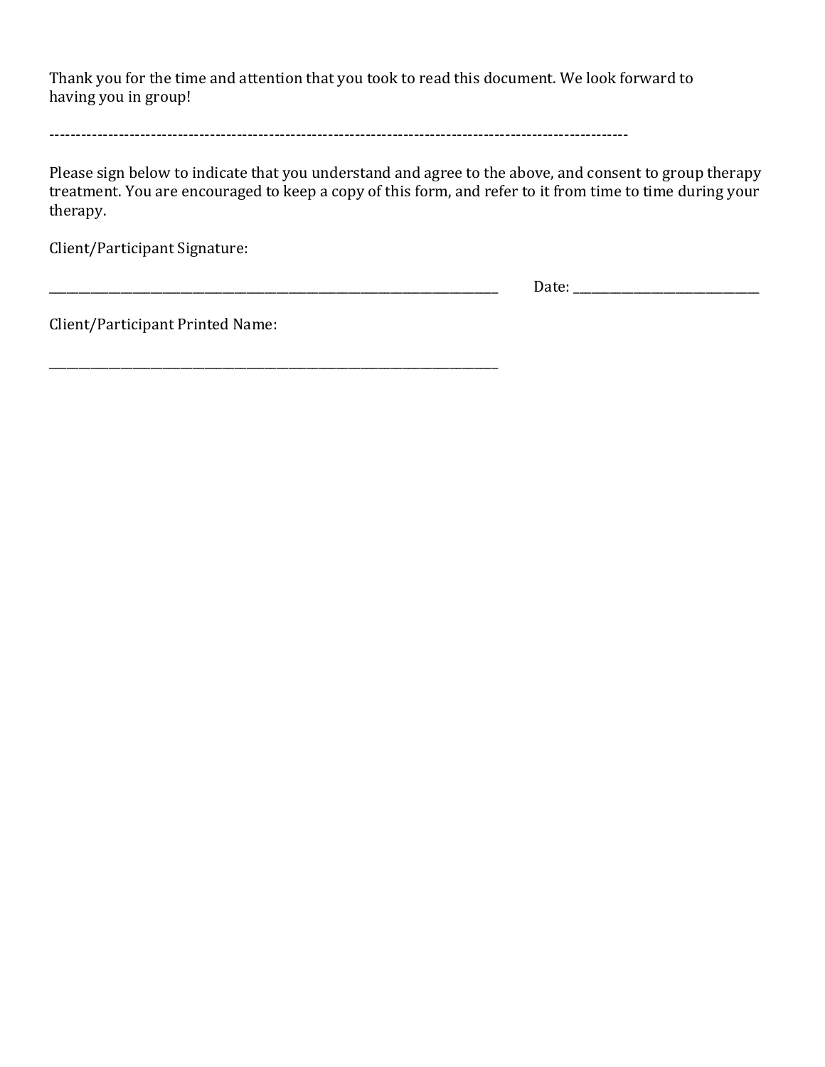Thank you for the time and attention that you took to read this document. We look forward to having you in group!

---

Please sign below to indicate that you understand and agree to the above, and consent to group therapy treatment. You are encouraged to keep a copy of this form, and refer to it from time to time during your therapy.

Client/Participant Signature:

_______________________________________________ Date: ______________________

Client/Participant Printed Name:

_______________________________________________